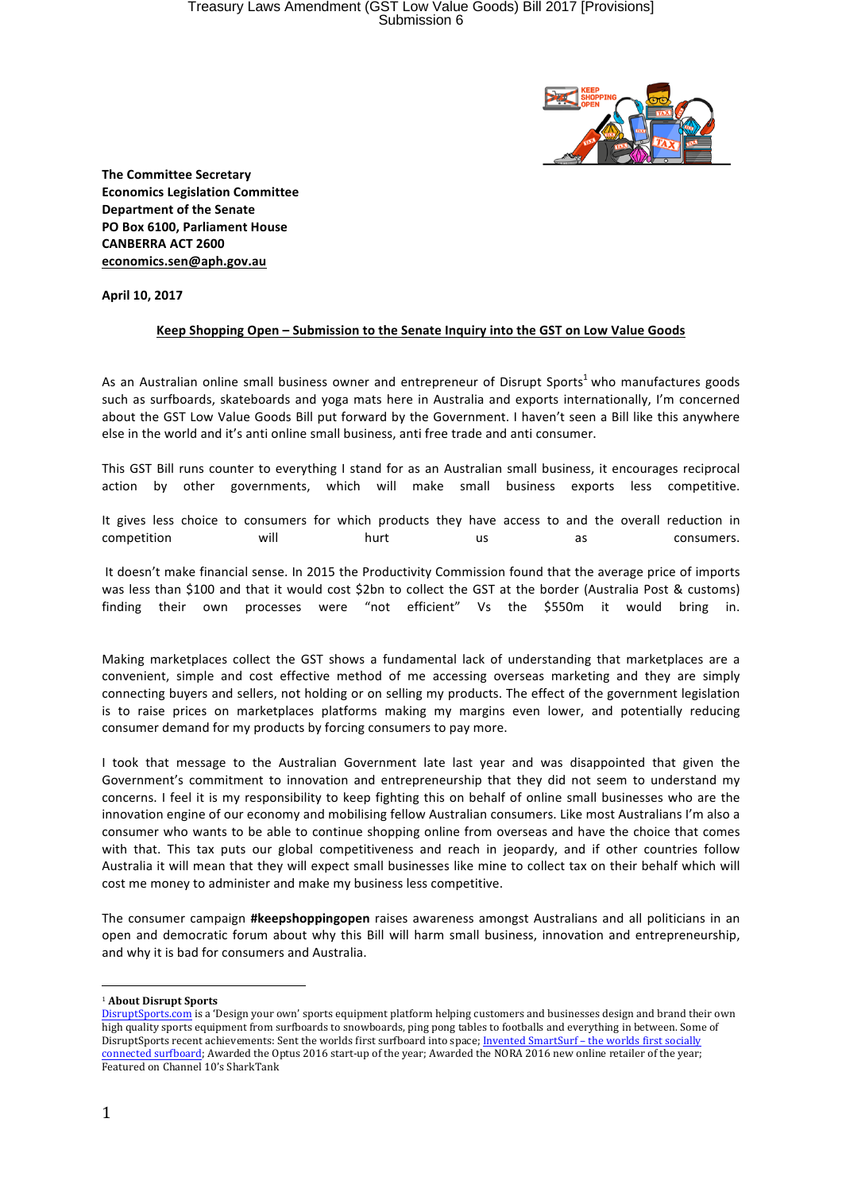**The Committee Secretary**
**Economics Legislation Committee**
**Department of the Senate**
**PO Box 6100, Parliament House**
**CANBERRA ACT 2600**
**economics.sen@aph.gov.au**

**April 10, 2017**

**Keep Shopping Open – Submission to the Senate Inquiry into the GST on Low Value Goods**

As an Australian online small business owner and entrepreneur of Disrupt Sports[1] who manufactures goods such as surfboards, skateboards and yoga mats here in Australia and exports internationally, I'm concerned about the GST Low Value Goods Bill put forward by the Government. I haven't seen a Bill like this anywhere else in the world and it's anti online small business, anti free trade and anti consumer.

This GST Bill runs counter to everything I stand for as an Australian small business, it encourages reciprocal action by other governments, which will make small business exports less competitive.

It gives less choice to consumers for which products they have access to and the overall reduction in competition will hurt us as consumers.

It doesn't make financial sense. In 2015 the Productivity Commission found that the average price of imports was less than $100 and that it would cost $2bn to collect the GST at the border (Australia Post & customs) finding their own processes were "not efficient" Vs the $550m it would bring in.

Making marketplaces collect the GST shows a fundamental lack of understanding that marketplaces are a convenient, simple and cost effective method of me accessing overseas marketing and they are simply connecting buyers and sellers, not holding or on selling my products. The effect of the government legislation is to raise prices on marketplaces platforms making my margins even lower, and potentially reducing consumer demand for my products by forcing consumers to pay more.

I took that message to the Australian Government late last year and was disappointed that given the Government's commitment to innovation and entrepreneurship that they did not seem to understand my concerns. I feel it is my responsibility to keep fighting this on behalf of online small businesses who are the innovation engine of our economy and mobilising fellow Australian consumers. Like most Australians I'm also a consumer who wants to be able to continue shopping online from overseas and have the choice that comes with that. This tax puts our global competitiveness and reach in jeopardy, and if other countries follow Australia it will mean that they will expect small businesses like mine to collect tax on their behalf which will cost me money to administer and make my business less competitive.

The consumer campaign **#keepshoppingopen** raises awareness amongst Australians and all politicians in an open and democratic forum about why this Bill will harm small business, innovation and entrepreneurship, and why it is bad for consumers and Australia.

---

[1] **About Disrupt Sports**
DisruptSports.com is a 'Design your own' sports equipment platform helping customers and businesses design and brand their own high quality sports equipment from surfboards to snowboards, ping pong tables to footballs and everything in between. Some of DisruptSports recent achievements: Sent the worlds first surfboard into space; Invented SmartSurf – the worlds first socially connected surfboard; Awarded the Optus 2016 start-up of the year; Awarded the NORA 2016 new online retailer of the year; Featured on Channel 10's SharkTank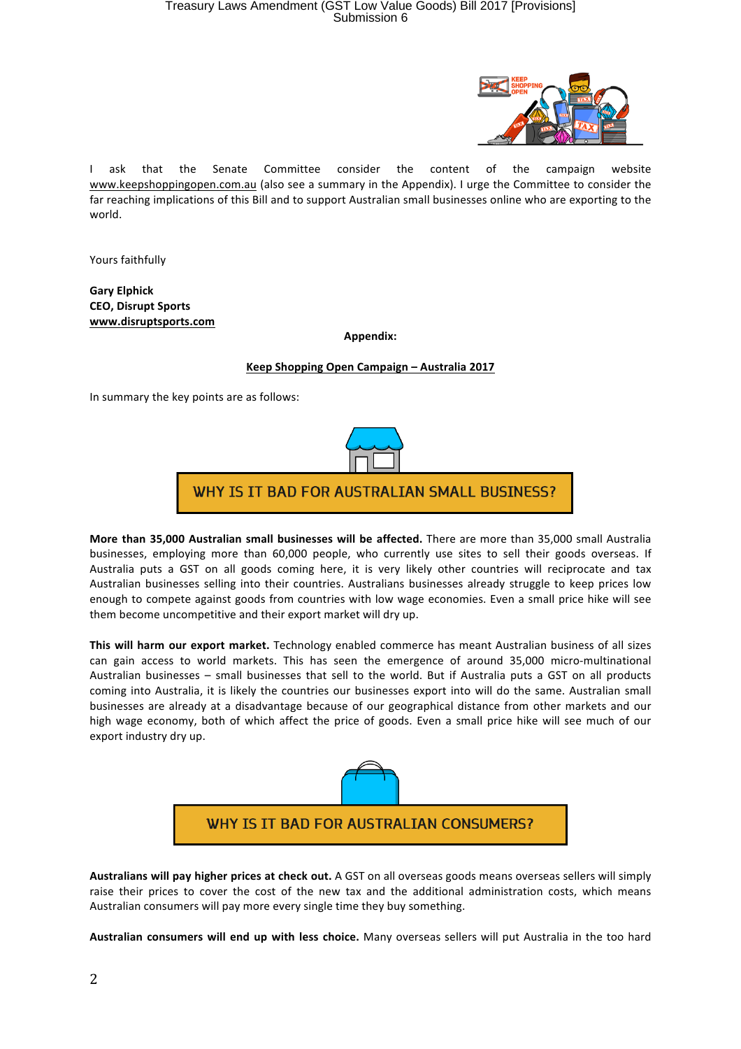I ask that the Senate Committee consider the content of the campaign website www.keepshoppingopen.com.au (also see a summary in the Appendix). I urge the Committee to consider the far reaching implications of this Bill and to support Australian small businesses online who are exporting to the world.

Yours faithfully

**Gary Elphick**
**CEO, Disrupt Sports**
**www.disruptsports.com**

**Appendix:**

**Keep Shopping Open Campaign – Australia 2017**

In summary the key points are as follows:

## WHY IS IT BAD FOR AUSTRALIAN SMALL BUSINESS?

**More than 35,000 Australian small businesses will be affected.** There are more than 35,000 small Australia businesses, employing more than 60,000 people, who currently use sites to sell their goods overseas. If Australia puts a GST on all goods coming here, it is very likely other countries will reciprocate and tax Australian businesses selling into their countries. Australians businesses already struggle to keep prices low enough to compete against goods from countries with low wage economies. Even a small price hike will see them become uncompetitive and their export market will dry up.

**This will harm our export market.** Technology enabled commerce has meant Australian business of all sizes can gain access to world markets. This has seen the emergence of around 35,000 micro-multinational Australian businesses – small businesses that sell to the world. But if Australia puts a GST on all products coming into Australia, it is likely the countries our businesses export into will do the same. Australian small businesses are already at a disadvantage because of our geographical distance from other markets and our high wage economy, both of which affect the price of goods. Even a small price hike will see much of our export industry dry up.

## WHY IS IT BAD FOR AUSTRALIAN CONSUMERS?

**Australians will pay higher prices at check out.** A GST on all overseas goods means overseas sellers will simply raise their prices to cover the cost of the new tax and the additional administration costs, which means Australian consumers will pay more every single time they buy something.

**Australian consumers will end up with less choice.** Many overseas sellers will put Australia in the too hard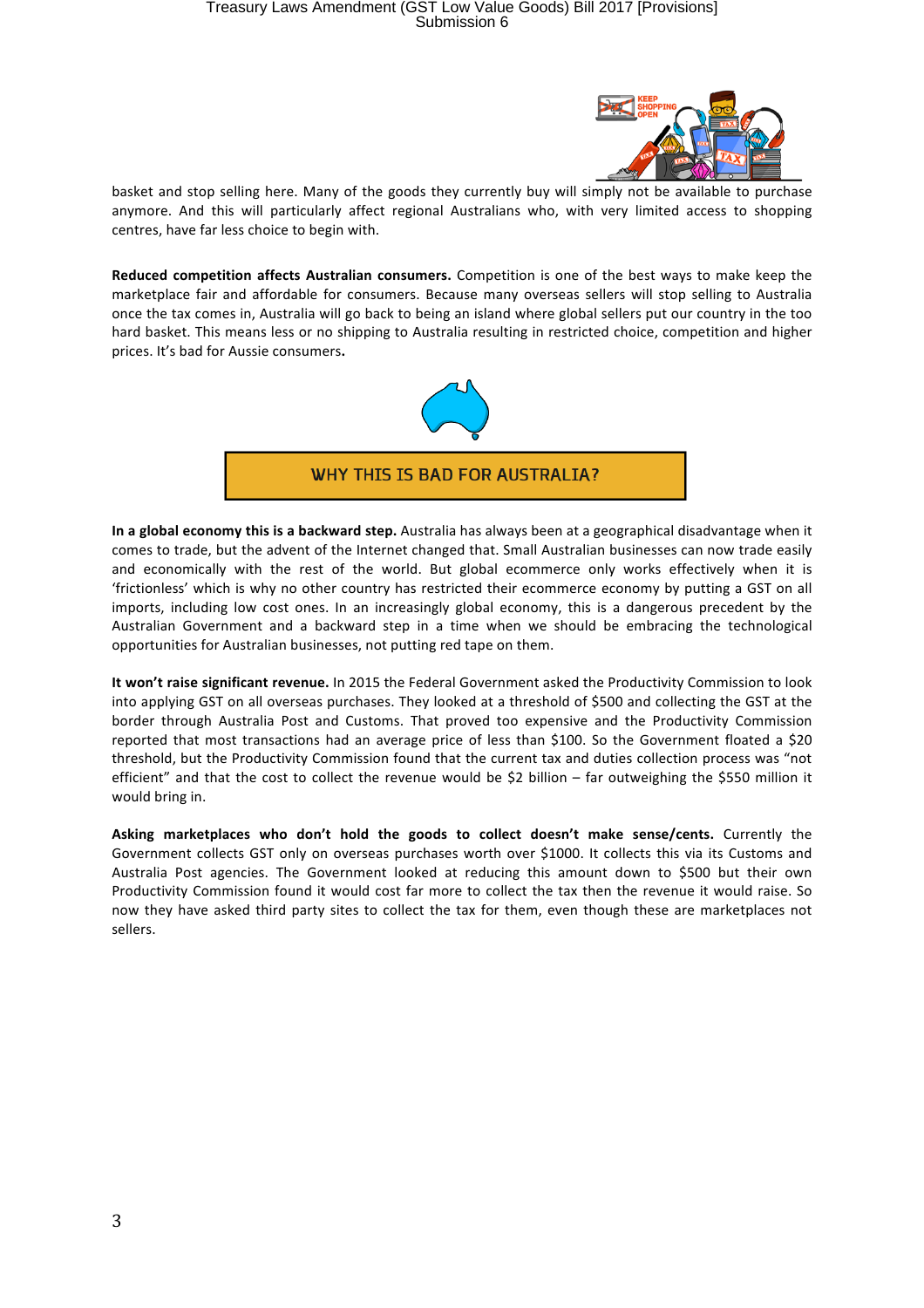basket and stop selling here. Many of the goods they currently buy will simply not be available to purchase anymore. And this will particularly affect regional Australians who, with very limited access to shopping centres, have far less choice to begin with.

**Reduced competition affects Australian consumers.** Competition is one of the best ways to make keep the marketplace fair and affordable for consumers. Because many overseas sellers will stop selling to Australia once the tax comes in, Australia will go back to being an island where global sellers put our country in the too hard basket. This means less or no shipping to Australia resulting in restricted choice, competition and higher prices. It's bad for Aussie consumers**.**

## WHY THIS IS BAD FOR AUSTRALIA?

**In a global economy this is a backward step.** Australia has always been at a geographical disadvantage when it comes to trade, but the advent of the Internet changed that. Small Australian businesses can now trade easily and economically with the rest of the world. But global ecommerce only works effectively when it is 'frictionless' which is why no other country has restricted their ecommerce economy by putting a GST on all imports, including low cost ones. In an increasingly global economy, this is a dangerous precedent by the Australian Government and a backward step in a time when we should be embracing the technological opportunities for Australian businesses, not putting red tape on them.

**It won't raise significant revenue.** In 2015 the Federal Government asked the Productivity Commission to look into applying GST on all overseas purchases. They looked at a threshold of $500 and collecting the GST at the border through Australia Post and Customs. That proved too expensive and the Productivity Commission reported that most transactions had an average price of less than $100. So the Government floated a $20 threshold, but the Productivity Commission found that the current tax and duties collection process was "not efficient" and that the cost to collect the revenue would be $2 billion – far outweighing the $550 million it would bring in.

**Asking marketplaces who don't hold the goods to collect doesn't make sense/cents.** Currently the Government collects GST only on overseas purchases worth over $1000. It collects this via its Customs and Australia Post agencies. The Government looked at reducing this amount down to $500 but their own Productivity Commission found it would cost far more to collect the tax then the revenue it would raise. So now they have asked third party sites to collect the tax for them, even though these are marketplaces not sellers.